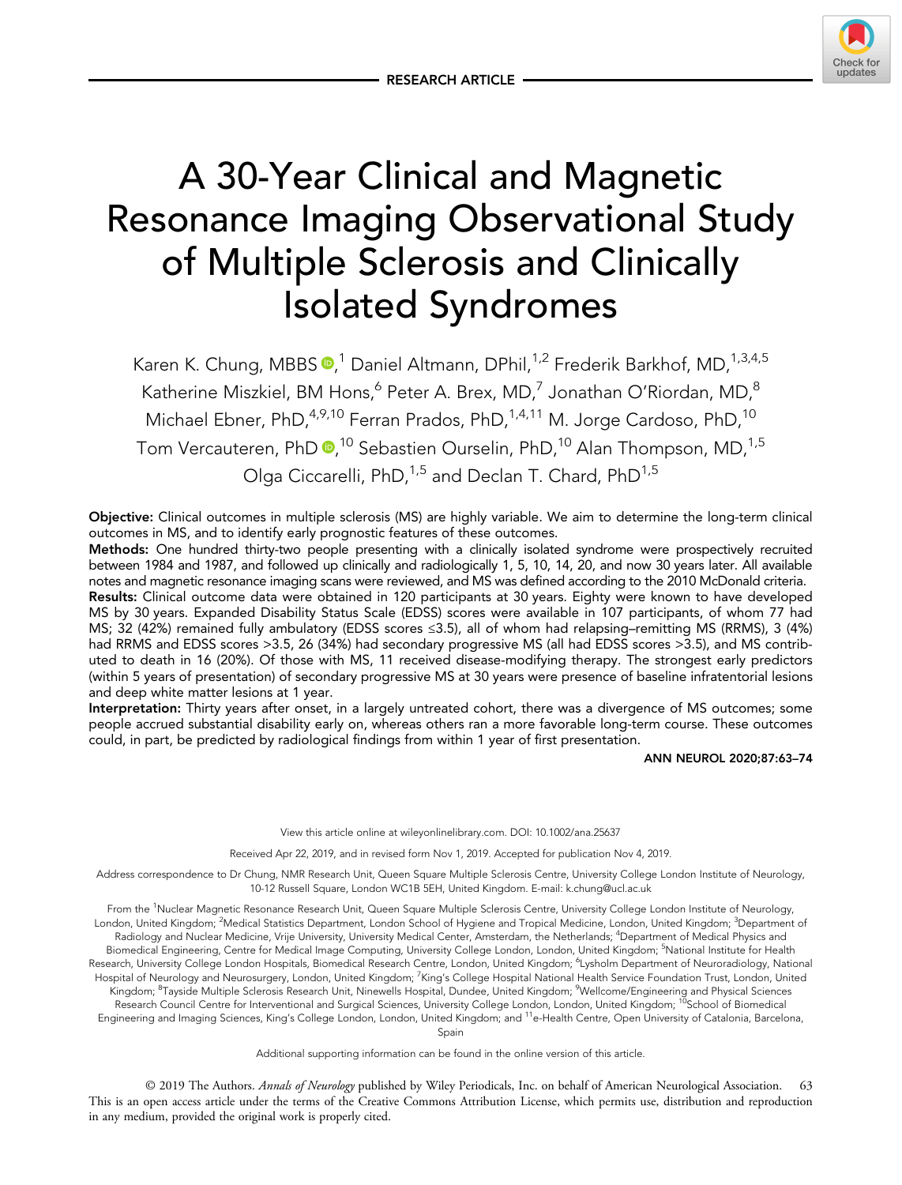RESEARCH ARTICLE

# A 30-Year Clinical and Magnetic Resonance Imaging Observational Study of Multiple Sclerosis and Clinically Isolated Syndromes

Karen K. Chung, MBBS,[1] Daniel Altmann, DPhil,[1,2] Frederik Barkhof, MD,[1,3,4,5] Katherine Miszkiel, BM Hons,[6] Peter A. Brex, MD,[7] Jonathan O'Riordan, MD,[8] Michael Ebner, PhD,[4,9,10] Ferran Prados, PhD,[1,4,11] M. Jorge Cardoso, PhD,[10] Tom Vercauteren, PhD,[10] Sebastien Ourselin, PhD,[10] Alan Thompson, MD,[1,5] Olga Ciccarelli, PhD,[1,5] and Declan T. Chard, PhD[1,5]

**Objective:** Clinical outcomes in multiple sclerosis (MS) are highly variable. We aim to determine the long-term clinical outcomes in MS, and to identify early prognostic features of these outcomes.

**Methods:** One hundred thirty-two people presenting with a clinically isolated syndrome were prospectively recruited between 1984 and 1987, and followed up clinically and radiologically 1, 5, 10, 14, 20, and now 30 years later. All available notes and magnetic resonance imaging scans were reviewed, and MS was defined according to the 2010 McDonald criteria.

**Results:** Clinical outcome data were obtained in 120 participants at 30 years. Eighty were known to have developed MS by 30 years. Expanded Disability Status Scale (EDSS) scores were available in 107 participants, of whom 77 had MS; 32 (42%) remained fully ambulatory (EDSS scores ≤3.5), all of whom had relapsing–remitting MS (RRMS), 3 (4%) had RRMS and EDSS scores >3.5, 26 (34%) had secondary progressive MS (all had EDSS scores >3.5), and MS contributed to death in 16 (20%). Of those with MS, 11 received disease-modifying therapy. The strongest early predictors (within 5 years of presentation) of secondary progressive MS at 30 years were presence of baseline infratentorial lesions and deep white matter lesions at 1 year.

**Interpretation:** Thirty years after onset, in a largely untreated cohort, there was a divergence of MS outcomes; some people accrued substantial disability early on, whereas others ran a more favorable long-term course. These outcomes could, in part, be predicted by radiological findings from within 1 year of first presentation.

ANN NEUROL 2020;87:63–74

View this article online at wileyonlinelibrary.com. DOI: 10.1002/ana.25637

Received Apr 22, 2019, and in revised form Nov 1, 2019. Accepted for publication Nov 4, 2019.

Address correspondence to Dr Chung, NMR Research Unit, Queen Square Multiple Sclerosis Centre, University College London Institute of Neurology, 10-12 Russell Square, London WC1B 5EH, United Kingdom. E-mail: k.chung@ucl.ac.uk

From the [1]Nuclear Magnetic Resonance Research Unit, Queen Square Multiple Sclerosis Centre, University College London Institute of Neurology, London, United Kingdom; [2]Medical Statistics Department, London School of Hygiene and Tropical Medicine, London, United Kingdom; [3]Department of Radiology and Nuclear Medicine, Vrije University, University Medical Center, Amsterdam, the Netherlands; [4]Department of Medical Physics and Biomedical Engineering, Centre for Medical Image Computing, University College London, London, United Kingdom; [5]National Institute for Health Research, University College London Hospitals, Biomedical Research Centre, London, United Kingdom; [6]Lysholm Department of Neuroradiology, National Hospital of Neurology and Neurosurgery, London, United Kingdom; [7]King's College Hospital National Health Service Foundation Trust, London, United Kingdom; [8]Tayside Multiple Sclerosis Research Unit, Ninewells Hospital, Dundee, United Kingdom; [9]Wellcome/Engineering and Physical Sciences Research Council Centre for Interventional and Surgical Sciences, University College London, London, United Kingdom; [10]School of Biomedical Engineering and Imaging Sciences, King's College London, London, United Kingdom; and [11]e-Health Centre, Open University of Catalonia, Barcelona, Spain

Additional supporting information can be found in the online version of this article.

© 2019 The Authors. *Annals of Neurology* published by Wiley Periodicals, Inc. on behalf of American Neurological Association. This is an open access article under the terms of the Creative Commons Attribution License, which permits use, distribution and reproduction in any medium, provided the original work is properly cited.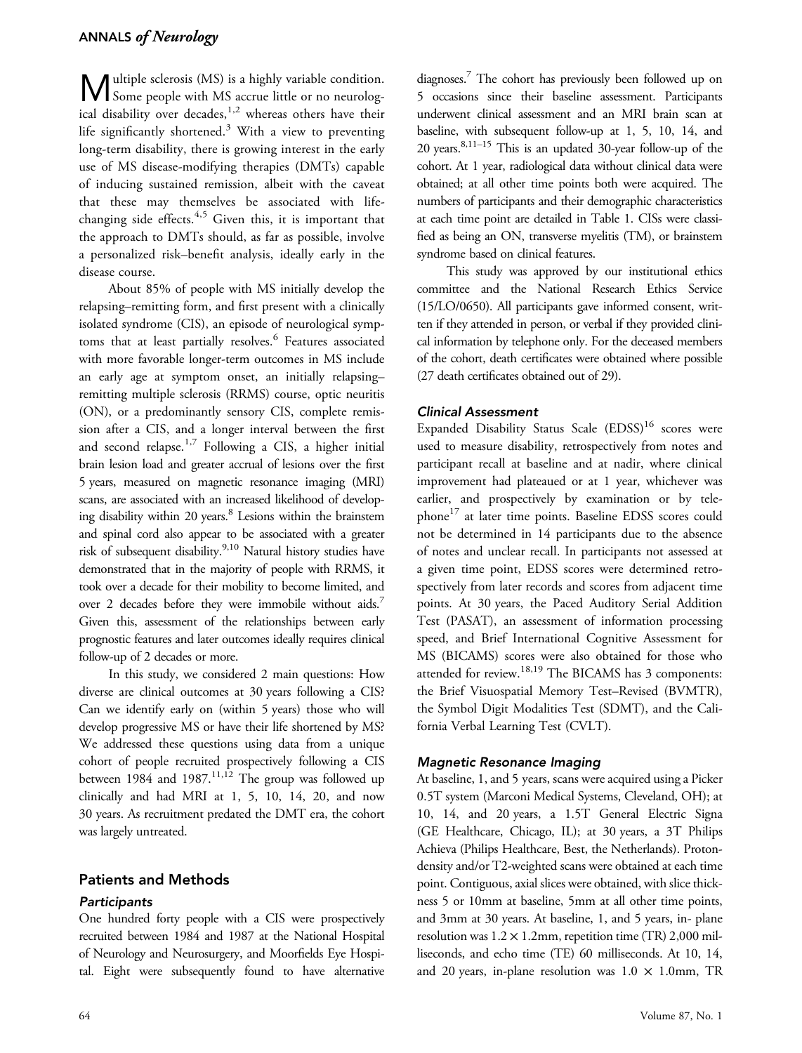Multiple sclerosis (MS) is a highly variable condition. Some people with MS accrue little or no neurological disability over decades,[1,2] whereas others have their life significantly shortened.[3] With a view to preventing long-term disability, there is growing interest in the early use of MS disease-modifying therapies (DMTs) capable of inducing sustained remission, albeit with the caveat that these may themselves be associated with life-changing side effects.[4,5] Given this, it is important that the approach to DMTs should, as far as possible, involve a personalized risk–benefit analysis, ideally early in the disease course.

About 85% of people with MS initially develop the relapsing–remitting form, and first present with a clinically isolated syndrome (CIS), an episode of neurological symptoms that at least partially resolves.[6] Features associated with more favorable longer-term outcomes in MS include an early age at symptom onset, an initially relapsing–remitting multiple sclerosis (RRMS) course, optic neuritis (ON), or a predominantly sensory CIS, complete remission after a CIS, and a longer interval between the first and second relapse.[1,7] Following a CIS, a higher initial brain lesion load and greater accrual of lesions over the first 5 years, measured on magnetic resonance imaging (MRI) scans, are associated with an increased likelihood of developing disability within 20 years.[8] Lesions within the brainstem and spinal cord also appear to be associated with a greater risk of subsequent disability.[9,10] Natural history studies have demonstrated that in the majority of people with RRMS, it took over a decade for their mobility to become limited, and over 2 decades before they were immobile without aids.[7] Given this, assessment of the relationships between early prognostic features and later outcomes ideally requires clinical follow-up of 2 decades or more.

In this study, we considered 2 main questions: How diverse are clinical outcomes at 30 years following a CIS? Can we identify early on (within 5 years) those who will develop progressive MS or have their life shortened by MS? We addressed these questions using data from a unique cohort of people recruited prospectively following a CIS between 1984 and 1987.[11,12] The group was followed up clinically and had MRI at 1, 5, 10, 14, 20, and now 30 years. As recruitment predated the DMT era, the cohort was largely untreated.

## Patients and Methods

### Participants

One hundred forty people with a CIS were prospectively recruited between 1984 and 1987 at the National Hospital of Neurology and Neurosurgery, and Moorfields Eye Hospital. Eight were subsequently found to have alternative diagnoses.[7] The cohort has previously been followed up on 5 occasions since their baseline assessment. Participants underwent clinical assessment and an MRI brain scan at baseline, with subsequent follow-up at 1, 5, 10, 14, and 20 years.[8,11–15] This is an updated 30-year follow-up of the cohort. At 1 year, radiological data without clinical data were obtained; at all other time points both were acquired. The numbers of participants and their demographic characteristics at each time point are detailed in Table 1. CISs were classified as being an ON, transverse myelitis (TM), or brainstem syndrome based on clinical features.

This study was approved by our institutional ethics committee and the National Research Ethics Service (15/LO/0650). All participants gave informed consent, written if they attended in person, or verbal if they provided clinical information by telephone only. For the deceased members of the cohort, death certificates were obtained where possible (27 death certificates obtained out of 29).

### Clinical Assessment

Expanded Disability Status Scale (EDSS)[16] scores were used to measure disability, retrospectively from notes and participant recall at baseline and at nadir, where clinical improvement had plateaued or at 1 year, whichever was earlier, and prospectively by examination or by telephone[17] at later time points. Baseline EDSS scores could not be determined in 14 participants due to the absence of notes and unclear recall. In participants not assessed at a given time point, EDSS scores were determined retrospectively from later records and scores from adjacent time points. At 30 years, the Paced Auditory Serial Addition Test (PASAT), an assessment of information processing speed, and Brief International Cognitive Assessment for MS (BICAMS) scores were also obtained for those who attended for review.[18,19] The BICAMS has 3 components: the Brief Visuospatial Memory Test–Revised (BVMTR), the Symbol Digit Modalities Test (SDMT), and the California Verbal Learning Test (CVLT).

### Magnetic Resonance Imaging

At baseline, 1, and 5 years, scans were acquired using a Picker 0.5T system (Marconi Medical Systems, Cleveland, OH); at 10, 14, and 20 years, a 1.5T General Electric Signa (GE Healthcare, Chicago, IL); at 30 years, a 3T Philips Achieva (Philips Healthcare, Best, the Netherlands). Proton-density and/or T2-weighted scans were obtained at each time point. Contiguous, axial slices were obtained, with slice thickness 5 or 10mm at baseline, 5mm at all other time points, and 3mm at 30 years. At baseline, 1, and 5 years, in- plane resolution was $1.2 \times 1.2$mm, repetition time (TR) 2,000 milliseconds, and echo time (TE) 60 milliseconds. At 10, 14, and 20 years, in-plane resolution was $1.0 \times 1.0$mm, TR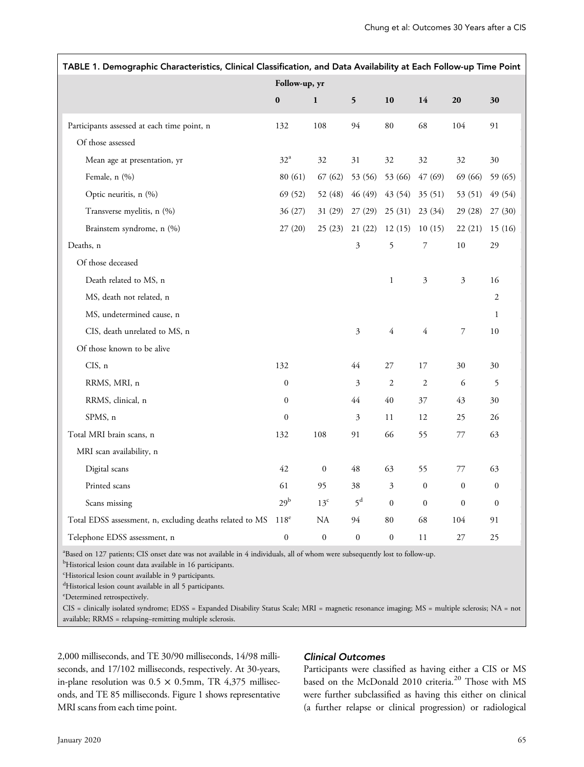**TABLE 1. Demographic Characteristics, Clinical Classification, and Data Availability at Each Follow-up Time Point**

| | Follow-up, yr | | | | | | |
|---|---|---|---|---|---|---|---|
| | 0 | 1 | 5 | 10 | 14 | 20 | 30 |
| Participants assessed at each time point, n | 132 | 108 | 94 | 80 | 68 | 104 | 91 |
| Of those assessed | | | | | | | |
| Mean age at presentation, yr | 32[a] | 32 | 31 | 32 | 32 | 32 | 30 |
| Female, n (%) | 80 (61) | 67 (62) | 53 (56) | 53 (66) | 47 (69) | 69 (66) | 59 (65) |
| Optic neuritis, n (%) | 69 (52) | 52 (48) | 46 (49) | 43 (54) | 35 (51) | 53 (51) | 49 (54) |
| Transverse myelitis, n (%) | 36 (27) | 31 (29) | 27 (29) | 25 (31) | 23 (34) | 29 (28) | 27 (30) |
| Brainstem syndrome, n (%) | 27 (20) | 25 (23) | 21 (22) | 12 (15) | 10 (15) | 22 (21) | 15 (16) |
| Deaths, n | | | 3 | 5 | 7 | 10 | 29 |
| Of those deceased | | | | | | | |
| Death related to MS, n | | | | 1 | 3 | 3 | 16 |
| MS, death not related, n | | | | | | | 2 |
| MS, undetermined cause, n | | | | | | | 1 |
| CIS, death unrelated to MS, n | | | 3 | 4 | 4 | 7 | 10 |
| Of those known to be alive | | | | | | | |
| CIS, n | 132 | | 44 | 27 | 17 | 30 | 30 |
| RRMS, MRI, n | 0 | | 3 | 2 | 2 | 6 | 5 |
| RRMS, clinical, n | 0 | | 44 | 40 | 37 | 43 | 30 |
| SPMS, n | 0 | | 3 | 11 | 12 | 25 | 26 |
| Total MRI brain scans, n | 132 | 108 | 91 | 66 | 55 | 77 | 63 |
| MRI scan availability, n | | | | | | | |
| Digital scans | 42 | 0 | 48 | 63 | 55 | 77 | 63 |
| Printed scans | 61 | 95 | 38 | 3 | 0 | 0 | 0 |
| Scans missing | 29[b] | 13[c] | 5[d] | 0 | 0 | 0 | 0 |
| Total EDSS assessment, n, excluding deaths related to MS | 118[e] | NA | 94 | 80 | 68 | 104 | 91 |
| Telephone EDSS assessment, n | 0 | 0 | 0 | 0 | 11 | 27 | 25 |

[a]Based on 127 patients; CIS onset date was not available in 4 individuals, all of whom were subsequently lost to follow-up.
[b]Historical lesion count data available in 16 participants.
[c]Historical lesion count available in 9 participants.
[d]Historical lesion count available in all 5 participants.
[e]Determined retrospectively.
CIS = clinically isolated syndrome; EDSS = Expanded Disability Status Scale; MRI = magnetic resonance imaging; MS = multiple sclerosis; NA = not available; RRMS = relapsing–remitting multiple sclerosis.

2,000 milliseconds, and TE 30/90 milliseconds, 14/98 milliseconds, and 17/102 milliseconds, respectively. At 30-years, in-plane resolution was $0.5 \times 0.5$mm, TR 4,375 milliseconds, and TE 85 milliseconds. Figure 1 shows representative MRI scans from each time point.

### *Clinical Outcomes*

Participants were classified as having either a CIS or MS based on the McDonald 2010 criteria.[20] Those with MS were further subclassified as having this either on clinical (a further relapse or clinical progression) or radiological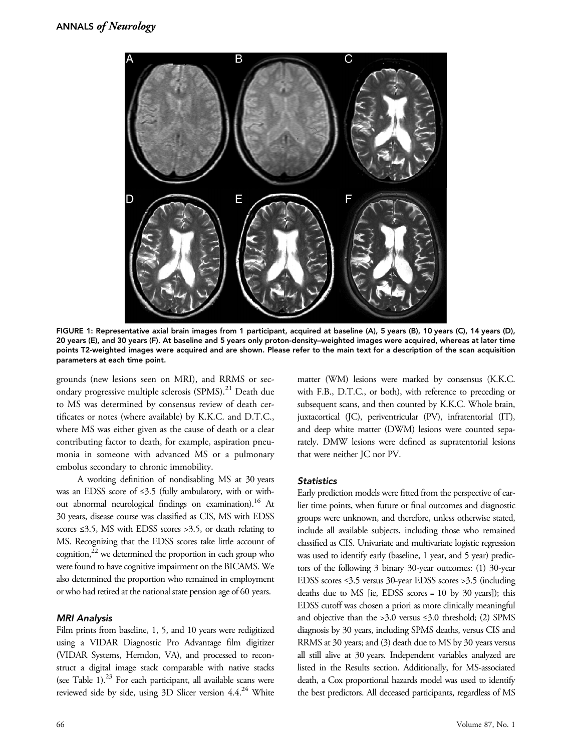FIGURE 1: Representative axial brain images from 1 participant, acquired at baseline (A), 5 years (B), 10 years (C), 14 years (D), 20 years (E), and 30 years (F). At baseline and 5 years only proton-density–weighted images were acquired, whereas at later time points T2-weighted images were acquired and are shown. Please refer to the main text for a description of the scan acquisition parameters at each time point.

grounds (new lesions seen on MRI), and RRMS or secondary progressive multiple sclerosis (SPMS).[21] Death due to MS was determined by consensus review of death certificates or notes (where available) by K.K.C. and D.T.C., where MS was either given as the cause of death or a clear contributing factor to death, for example, aspiration pneumonia in someone with advanced MS or a pulmonary embolus secondary to chronic immobility.

A working definition of nondisabling MS at 30 years was an EDSS score of ≤3.5 (fully ambulatory, with or without abnormal neurological findings on examination).[16] At 30 years, disease course was classified as CIS, MS with EDSS scores ≤3.5, MS with EDSS scores >3.5, or death relating to MS. Recognizing that the EDSS scores take little account of cognition,[22] we determined the proportion in each group who were found to have cognitive impairment on the BICAMS. We also determined the proportion who remained in employment or who had retired at the national state pension age of 60 years.

### MRI Analysis

Film prints from baseline, 1, 5, and 10 years were redigitized using a VIDAR Diagnostic Pro Advantage film digitizer (VIDAR Systems, Herndon, VA), and processed to reconstruct a digital image stack comparable with native stacks (see Table 1).[23] For each participant, all available scans were reviewed side by side, using 3D Slicer version 4.4.[24] White matter (WM) lesions were marked by consensus (K.K.C. with F.B., D.T.C., or both), with reference to preceding or subsequent scans, and then counted by K.K.C. Whole brain, juxtacortical (JC), periventricular (PV), infratentorial (IT), and deep white matter (DWM) lesions were counted separately. DMW lesions were defined as supratentorial lesions that were neither JC nor PV.

### Statistics

Early prediction models were fitted from the perspective of earlier time points, when future or final outcomes and diagnostic groups were unknown, and therefore, unless otherwise stated, include all available subjects, including those who remained classified as CIS. Univariate and multivariate logistic regression was used to identify early (baseline, 1 year, and 5 year) predictors of the following 3 binary 30-year outcomes: (1) 30-year EDSS scores ≤3.5 versus 30-year EDSS scores >3.5 (including deaths due to MS [ie, EDSS scores = 10 by 30 years]); this EDSS cutoff was chosen a priori as more clinically meaningful and objective than the >3.0 versus ≤3.0 threshold; (2) SPMS diagnosis by 30 years, including SPMS deaths, versus CIS and RRMS at 30 years; and (3) death due to MS by 30 years versus all still alive at 30 years. Independent variables analyzed are listed in the Results section. Additionally, for MS-associated death, a Cox proportional hazards model was used to identify the best predictors. All deceased participants, regardless of MS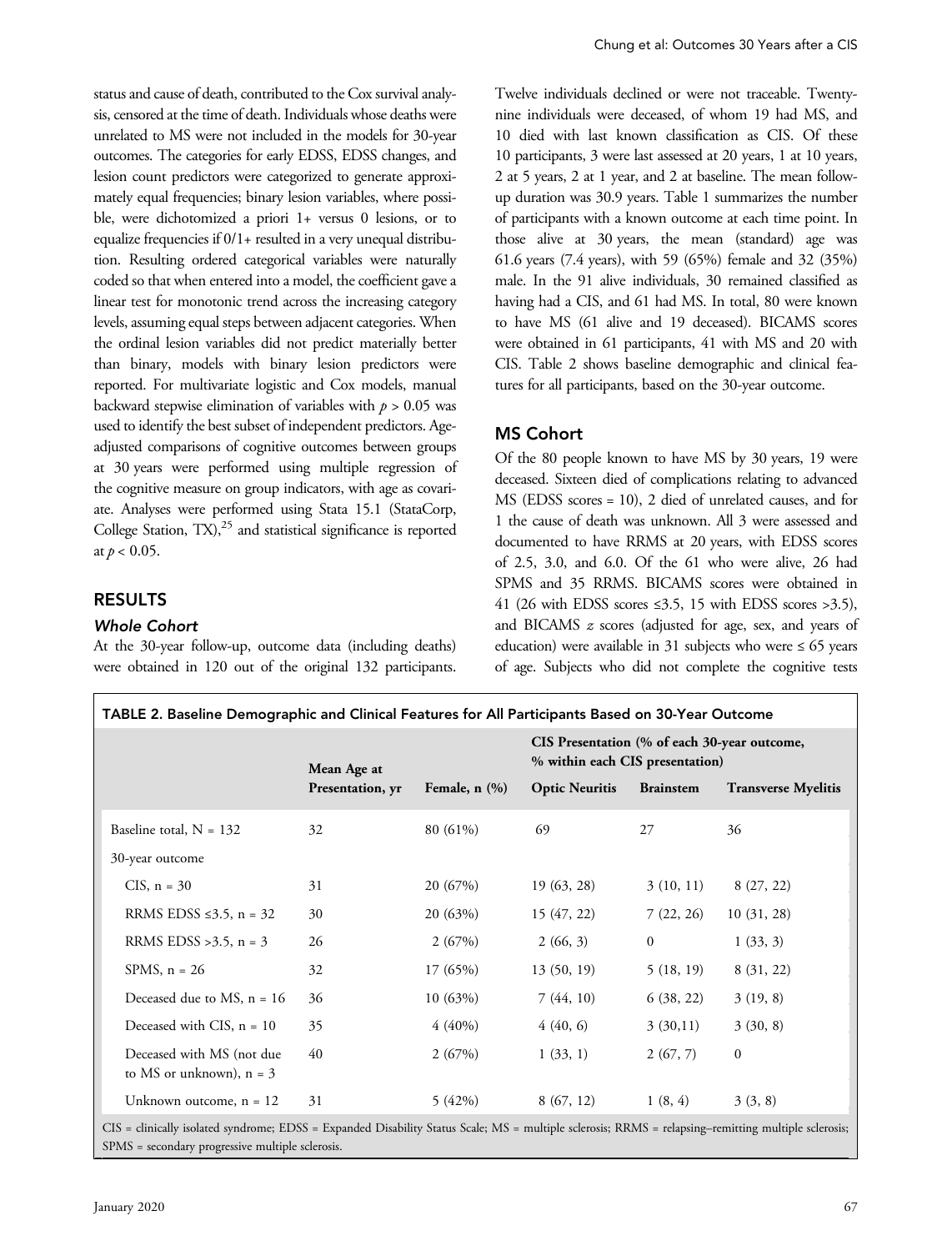status and cause of death, contributed to the Cox survival analysis, censored at the time of death. Individuals whose deaths were unrelated to MS were not included in the models for 30-year outcomes. The categories for early EDSS, EDSS changes, and lesion count predictors were categorized to generate approximately equal frequencies; binary lesion variables, where possible, were dichotomized a priori 1+ versus 0 lesions, or to equalize frequencies if 0/1+ resulted in a very unequal distribution. Resulting ordered categorical variables were naturally coded so that when entered into a model, the coefficient gave a linear test for monotonic trend across the increasing category levels, assuming equal steps between adjacent categories. When the ordinal lesion variables did not predict materially better than binary, models with binary lesion predictors were reported. For multivariate logistic and Cox models, manual backward stepwise elimination of variables with $p > 0.05$ was used to identify the best subset of independent predictors. Age-adjusted comparisons of cognitive outcomes between groups at 30 years were performed using multiple regression of the cognitive measure on group indicators, with age as covariate. Analyses were performed using Stata 15.1 (StataCorp, College Station, TX),[25] and statistical significance is reported at $p < 0.05$.

## RESULTS

### *Whole Cohort*

At the 30-year follow-up, outcome data (including deaths) were obtained in 120 out of the original 132 participants. Twelve individuals declined or were not traceable. Twenty-nine individuals were deceased, of whom 19 had MS, and 10 died with last known classification as CIS. Of these 10 participants, 3 were last assessed at 20 years, 1 at 10 years, 2 at 5 years, 2 at 1 year, and 2 at baseline. The mean follow-up duration was 30.9 years. Table 1 summarizes the number of participants with a known outcome at each time point. In those alive at 30 years, the mean (standard) age was 61.6 years (7.4 years), with 59 (65%) female and 32 (35%) male. In the 91 alive individuals, 30 remained classified as having had a CIS, and 61 had MS. In total, 80 were known to have MS (61 alive and 19 deceased). BICAMS scores were obtained in 61 participants, 41 with MS and 20 with CIS. Table 2 shows baseline demographic and clinical features for all participants, based on the 30-year outcome.

### MS Cohort

Of the 80 people known to have MS by 30 years, 19 were deceased. Sixteen died of complications relating to advanced MS (EDSS scores = 10), 2 died of unrelated causes, and for 1 the cause of death was unknown. All 3 were assessed and documented to have RRMS at 20 years, with EDSS scores of 2.5, 3.0, and 6.0. Of the 61 who were alive, 26 had SPMS and 35 RRMS. BICAMS scores were obtained in 41 (26 with EDSS scores ≤3.5, 15 with EDSS scores >3.5), and BICAMS *z* scores (adjusted for age, sex, and years of education) were available in 31 subjects who were ≤ 65 years of age. Subjects who did not complete the cognitive tests

**TABLE 2. Baseline Demographic and Clinical Features for All Participants Based on 30-Year Outcome**

| | Mean Age at Presentation, yr | Female, n (%) | CIS Presentation (% of each 30-year outcome, % within each CIS presentation) | | |
|---|---|---|---|---|---|
| | | | Optic Neuritis | Brainstem | Transverse Myelitis |
| Baseline total, N = 132 | 32 | 80 (61%) | 69 | 27 | 36 |
| 30-year outcome | | | | | |
| CIS, n = 30 | 31 | 20 (67%) | 19 (63, 28) | 3 (10, 11) | 8 (27, 22) |
| RRMS EDSS ≤3.5, n = 32 | 30 | 20 (63%) | 15 (47, 22) | 7 (22, 26) | 10 (31, 28) |
| RRMS EDSS >3.5, n = 3 | 26 | 2 (67%) | 2 (66, 3) | 0 | 1 (33, 3) |
| SPMS, n = 26 | 32 | 17 (65%) | 13 (50, 19) | 5 (18, 19) | 8 (31, 22) |
| Deceased due to MS, n = 16 | 36 | 10 (63%) | 7 (44, 10) | 6 (38, 22) | 3 (19, 8) |
| Deceased with CIS, n = 10 | 35 | 4 (40%) | 4 (40, 6) | 3 (30,11) | 3 (30, 8) |
| Deceased with MS (not due to MS or unknown), n = 3 | 40 | 2 (67%) | 1 (33, 1) | 2 (67, 7) | 0 |
| Unknown outcome, n = 12 | 31 | 5 (42%) | 8 (67, 12) | 1 (8, 4) | 3 (3, 8) |

CIS = clinically isolated syndrome; EDSS = Expanded Disability Status Scale; MS = multiple sclerosis; RRMS = relapsing–remitting multiple sclerosis; SPMS = secondary progressive multiple sclerosis.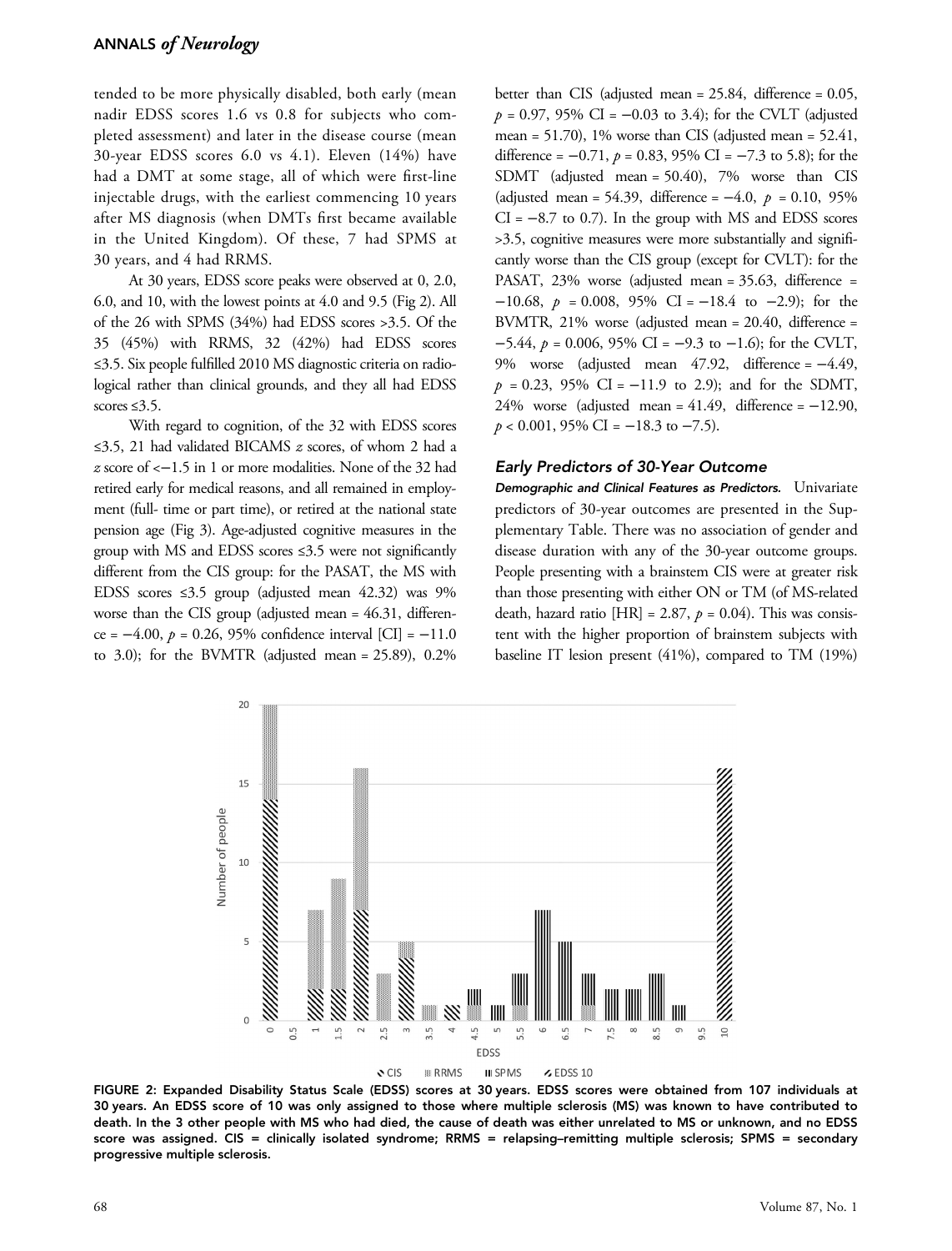tended to be more physically disabled, both early (mean nadir EDSS scores 1.6 vs 0.8 for subjects who completed assessment) and later in the disease course (mean 30-year EDSS scores 6.0 vs 4.1). Eleven (14%) have had a DMT at some stage, all of which were first-line injectable drugs, with the earliest commencing 10 years after MS diagnosis (when DMTs first became available in the United Kingdom). Of these, 7 had SPMS at 30 years, and 4 had RRMS.

At 30 years, EDSS score peaks were observed at 0, 2.0, 6.0, and 10, with the lowest points at 4.0 and 9.5 (Fig 2). All of the 26 with SPMS (34%) had EDSS scores >3.5. Of the 35 (45%) with RRMS, 32 (42%) had EDSS scores ≤3.5. Six people fulfilled 2010 MS diagnostic criteria on radiological rather than clinical grounds, and they all had EDSS scores ≤3.5.

With regard to cognition, of the 32 with EDSS scores ≤3.5, 21 had validated BICAMS *z* scores, of whom 2 had a *z* score of <−1.5 in 1 or more modalities. None of the 32 had retired early for medical reasons, and all remained in employment (full- time or part time), or retired at the national state pension age (Fig 3). Age-adjusted cognitive measures in the group with MS and EDSS scores ≤3.5 were not significantly different from the CIS group: for the PASAT, the MS with EDSS scores ≤3.5 group (adjusted mean 42.32) was 9% worse than the CIS group (adjusted mean = 46.31, difference = −4.00, $p = 0.26$, 95% confidence interval [CI] = −11.0 to 3.0); for the BVMTR (adjusted mean = 25.89), 0.2% better than CIS (adjusted mean = 25.84, difference = 0.05, $p = 0.97$, 95% CI = −0.03 to 3.4); for the CVLT (adjusted mean = 51.70), 1% worse than CIS (adjusted mean = 52.41, difference = −0.71, $p = 0.83$, 95% CI = −7.3 to 5.8); for the SDMT (adjusted mean = 50.40), 7% worse than CIS (adjusted mean = 54.39, difference = −4.0, $p = 0.10$, 95% CI = −8.7 to 0.7). In the group with MS and EDSS scores >3.5, cognitive measures were more substantially and significantly worse than the CIS group (except for CVLT): for the PASAT, 23% worse (adjusted mean = 35.63, difference = −10.68, $p = 0.008$, 95% CI = −18.4 to −2.9); for the BVMTR, 21% worse (adjusted mean = 20.40, difference = −5.44, $p = 0.006$, 95% CI = −9.3 to −1.6); for the CVLT, 9% worse (adjusted mean 47.92, difference = −4.49, $p = 0.23$, 95% CI = −11.9 to 2.9); and for the SDMT, 24% worse (adjusted mean = 41.49, difference = −12.90, $p < 0.001$, 95% CI = −18.3 to −7.5).

### Early Predictors of 30-Year Outcome

***Demographic and Clinical Features as Predictors.*** Univariate predictors of 30-year outcomes are presented in the Supplementary Table. There was no association of gender and disease duration with any of the 30-year outcome groups. People presenting with a brainstem CIS were at greater risk than those presenting with either ON or TM (of MS-related death, hazard ratio [HR] = 2.87, $p = 0.04$). This was consistent with the higher proportion of brainstem subjects with baseline IT lesion present (41%), compared to TM (19%)

FIGURE 2: Expanded Disability Status Scale (EDSS) scores at 30 years. EDSS scores were obtained from 107 individuals at 30 years. An EDSS score of 10 was only assigned to those where multiple sclerosis (MS) was known to have contributed to death. In the 3 other people with MS who had died, the cause of death was either unrelated to MS or unknown, and no EDSS score was assigned. CIS = clinically isolated syndrome; RRMS = relapsing–remitting multiple sclerosis; SPMS = secondary progressive multiple sclerosis.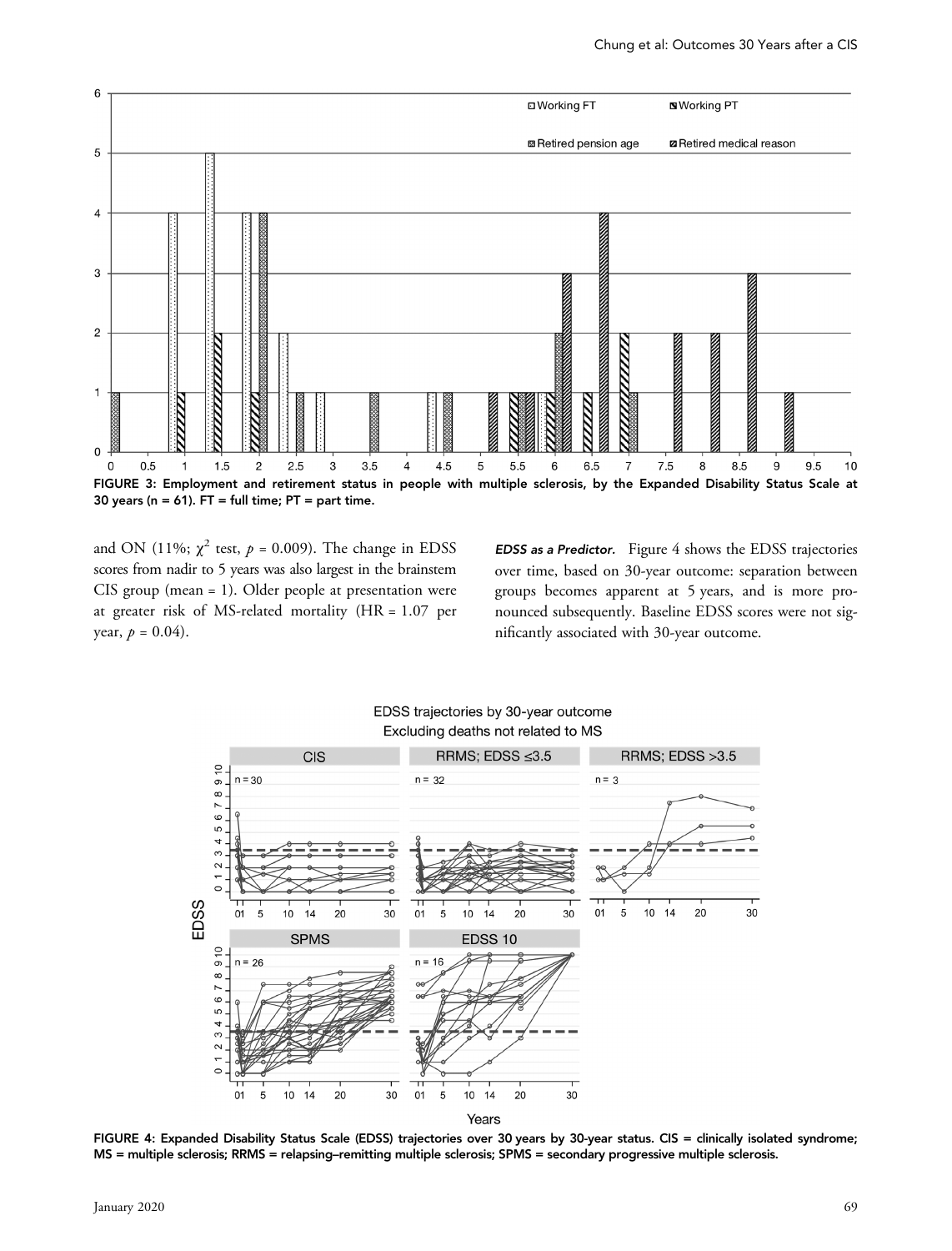FIGURE 3: Employment and retirement status in people with multiple sclerosis, by the Expanded Disability Status Scale at 30 years (n = 61). FT = full time; PT = part time.

and ON (11%; $\chi^2$ test, $p$ = 0.009). The change in EDSS scores from nadir to 5 years was also largest in the brainstem CIS group (mean = 1). Older people at presentation were at greater risk of MS-related mortality (HR = 1.07 per year, $p$ = 0.04).

***EDSS as a Predictor.*** Figure 4 shows the EDSS trajectories over time, based on 30-year outcome: separation between groups becomes apparent at 5 years, and is more pronounced subsequently. Baseline EDSS scores were not significantly associated with 30-year outcome.

FIGURE 4: Expanded Disability Status Scale (EDSS) trajectories over 30 years by 30-year status. CIS = clinically isolated syndrome; MS = multiple sclerosis; RRMS = relapsing–remitting multiple sclerosis; SPMS = secondary progressive multiple sclerosis.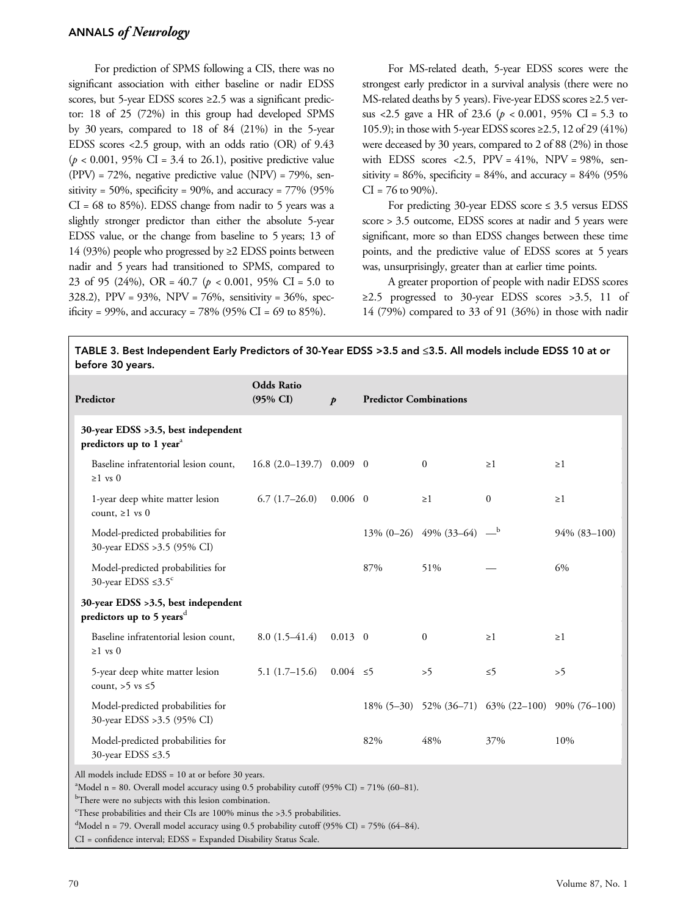For prediction of SPMS following a CIS, there was no significant association with either baseline or nadir EDSS scores, but 5-year EDSS scores ≥2.5 was a significant predictor: 18 of 25 (72%) in this group had developed SPMS by 30 years, compared to 18 of 84 (21%) in the 5-year EDSS scores <2.5 group, with an odds ratio (OR) of 9.43 ($p < 0.001$, 95% CI = 3.4 to 26.1), positive predictive value (PPV) = 72%, negative predictive value (NPV) = 79%, sensitivity = 50%, specificity = 90%, and accuracy = 77% (95% CI = 68 to 85%). EDSS change from nadir to 5 years was a slightly stronger predictor than either the absolute 5-year EDSS value, or the change from baseline to 5 years; 13 of 14 (93%) people who progressed by ≥2 EDSS points between nadir and 5 years had transitioned to SPMS, compared to 23 of 95 (24%), OR = 40.7 ($p < 0.001$, 95% CI = 5.0 to 328.2), PPV = 93%, NPV = 76%, sensitivity = 36%, specificity = 99%, and accuracy = 78% (95% CI = 69 to 85%).

For MS-related death, 5-year EDSS scores were the strongest early predictor in a survival analysis (there were no MS-related deaths by 5 years). Five-year EDSS scores ≥2.5 versus <2.5 gave a HR of 23.6 ($p < 0.001$, 95% CI = 5.3 to 105.9); in those with 5-year EDSS scores ≥2.5, 12 of 29 (41%) were deceased by 30 years, compared to 2 of 88 (2%) in those with EDSS scores <2.5, PPV = 41%, NPV = 98%, sensitivity = 86%, specificity = 84%, and accuracy = 84% (95% CI = 76 to 90%).

For predicting 30-year EDSS score ≤ 3.5 versus EDSS score > 3.5 outcome, EDSS scores at nadir and 5 years were significant, more so than EDSS changes between these time points, and the predictive value of EDSS scores at 5 years was, unsurprisingly, greater than at earlier time points.

A greater proportion of people with nadir EDSS scores ≥2.5 progressed to 30-year EDSS scores >3.5, 11 of 14 (79%) compared to 33 of 91 (36%) in those with nadir

TABLE 3. Best Independent Early Predictors of 30-Year EDSS >3.5 and ≤3.5. All models include EDSS 10 at or before 30 years.

| Predictor | Odds Ratio (95% CI) | $p$ | Predictor Combinations | | | |
|---|---|---|---|---|---|---|
| **30-year EDSS >3.5, best independent predictors up to 1 year**[a] | | | | | | |
| Baseline infratentorial lesion count, ≥1 vs 0 | 16.8 (2.0–139.7) | 0.009 | 0 | 0 | ≥1 | ≥1 |
| 1-year deep white matter lesion count, ≥1 vs 0 | 6.7 (1.7–26.0) | 0.006 | 0 | ≥1 | 0 | ≥1 |
| Model-predicted probabilities for 30-year EDSS >3.5 (95% CI) | | | 13% (0–26) | 49% (33–64) | —[b] | 94% (83–100) |
| Model-predicted probabilities for 30-year EDSS ≤3.5[c] | | | 87% | 51% | — | 6% |
| **30-year EDSS >3.5, best independent predictors up to 5 years**[d] | | | | | | |
| Baseline infratentorial lesion count, ≥1 vs 0 | 8.0 (1.5–41.4) | 0.013 | 0 | 0 | ≥1 | ≥1 |
| 5-year deep white matter lesion count, >5 vs ≤5 | 5.1 (1.7–15.6) | 0.004 | ≤5 | >5 | ≤5 | >5 |
| Model-predicted probabilities for 30-year EDSS >3.5 (95% CI) | | | 18% (5–30) | 52% (36–71) | 63% (22–100) | 90% (76–100) |
| Model-predicted probabilities for 30-year EDSS ≤3.5 | | | 82% | 48% | 37% | 10% |

All models include EDSS = 10 at or before 30 years.
[a]Model n = 80. Overall model accuracy using 0.5 probability cutoff (95% CI) = 71% (60–81).
[b]There were no subjects with this lesion combination.
[c]These probabilities and their CIs are 100% minus the >3.5 probabilities.
[d]Model n = 79. Overall model accuracy using 0.5 probability cutoff (95% CI) = 75% (64–84).
CI = confidence interval; EDSS = Expanded Disability Status Scale.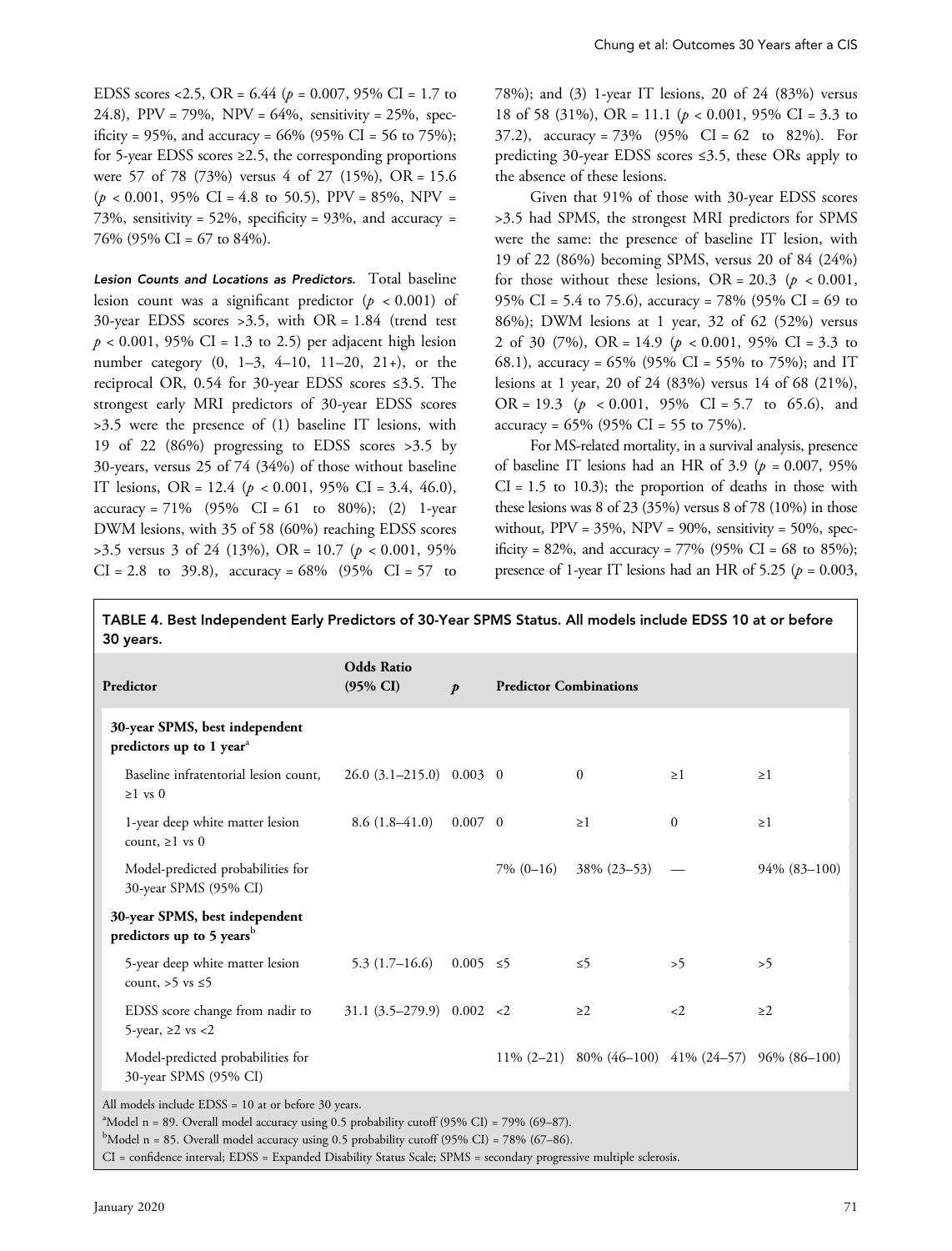EDSS scores <2.5, OR = 6.44 ($p = 0.007$, 95% CI = 1.7 to 24.8), PPV = 79%, NPV = 64%, sensitivity = 25%, specificity = 95%, and accuracy = 66% (95% CI = 56 to 75%); for 5-year EDSS scores ≥2.5, the corresponding proportions were 57 of 78 (73%) versus 4 of 27 (15%), OR = 15.6 ($p < 0.001$, 95% CI = 4.8 to 50.5), PPV = 85%, NPV = 73%, sensitivity = 52%, specificity = 93%, and accuracy = 76% (95% CI = 67 to 84%).

***Lesion Counts and Locations as Predictors.*** Total baseline lesion count was a significant predictor ($p < 0.001$) of 30-year EDSS scores >3.5, with OR = 1.84 (trend test $p < 0.001$, 95% CI = 1.3 to 2.5) per adjacent high lesion number category (0, 1–3, 4–10, 11–20, 21+), or the reciprocal OR, 0.54 for 30-year EDSS scores ≤3.5. The strongest early MRI predictors of 30-year EDSS scores >3.5 were the presence of (1) baseline IT lesions, with 19 of 22 (86%) progressing to EDSS scores >3.5 by 30-years, versus 25 of 74 (34%) of those without baseline IT lesions, OR = 12.4 ($p < 0.001$, 95% CI = 3.4, 46.0), accuracy = 71% (95% CI = 61 to 80%); (2) 1-year DWM lesions, with 35 of 58 (60%) reaching EDSS scores >3.5 versus 3 of 24 (13%), OR = 10.7 ($p < 0.001$, 95% CI = 2.8 to 39.8), accuracy = 68% (95% CI = 57 to 78%); and (3) 1-year IT lesions, 20 of 24 (83%) versus 18 of 58 (31%), OR = 11.1 ($p < 0.001$, 95% CI = 3.3 to 37.2), accuracy = 73% (95% CI = 62 to 82%). For predicting 30-year EDSS scores ≤3.5, these ORs apply to the absence of these lesions.

Given that 91% of those with 30-year EDSS scores >3.5 had SPMS, the strongest MRI predictors for SPMS were the same: the presence of baseline IT lesion, with 19 of 22 (86%) becoming SPMS, versus 20 of 84 (24%) for those without these lesions, OR = 20.3 ($p < 0.001$, 95% CI = 5.4 to 75.6), accuracy = 78% (95% CI = 69 to 86%); DWM lesions at 1 year, 32 of 62 (52%) versus 2 of 30 (7%), OR = 14.9 ($p < 0.001$, 95% CI = 3.3 to 68.1), accuracy = 65% (95% CI = 55% to 75%); and IT lesions at 1 year, 20 of 24 (83%) versus 14 of 68 (21%), OR = 19.3 ($p < 0.001$, 95% CI = 5.7 to 65.6), and accuracy = 65% (95% CI = 55 to 75%).

For MS-related mortality, in a survival analysis, presence of baseline IT lesions had an HR of 3.9 ($p = 0.007$, 95% CI = 1.5 to 10.3); the proportion of deaths in those with these lesions was 8 of 23 (35%) versus 8 of 78 (10%) in those without, PPV = 35%, NPV = 90%, sensitivity = 50%, specificity = 82%, and accuracy = 77% (95% CI = 68 to 85%); presence of 1-year IT lesions had an HR of 5.25 ($p = 0.003$,

TABLE 4. Best Independent Early Predictors of 30-Year SPMS Status. All models include EDSS 10 at or before 30 years.

| Predictor | Odds Ratio (95% CI) | $p$ | Predictor Combinations | | | |
|---|---|---|---|---|---|---|
| **30-year SPMS, best independent predictors up to 1 year**[a] | | | | | | |
| Baseline infratentorial lesion count, ≥1 vs 0 | 26.0 (3.1–215.0) | 0.003 | 0 | 0 | ≥1 | ≥1 |
| 1-year deep white matter lesion count, ≥1 vs 0 | 8.6 (1.8–41.0) | 0.007 | 0 | ≥1 | 0 | ≥1 |
| Model-predicted probabilities for 30-year SPMS (95% CI) | | | 7% (0–16) | 38% (23–53) | — | 94% (83–100) |
| **30-year SPMS, best independent predictors up to 5 years**[b] | | | | | | |
| 5-year deep white matter lesion count, >5 vs ≤5 | 5.3 (1.7–16.6) | 0.005 | ≤5 | ≤5 | >5 | >5 |
| EDSS score change from nadir to 5-year, ≥2 vs <2 | 31.1 (3.5–279.9) | 0.002 | <2 | ≥2 | <2 | ≥2 |
| Model-predicted probabilities for 30-year SPMS (95% CI) | | | 11% (2–21) | 80% (46–100) | 41% (24–57) | 96% (86–100) |

All models include EDSS = 10 at or before 30 years.
[a]Model n = 89. Overall model accuracy using 0.5 probability cutoff (95% CI) = 79% (69–87).
[b]Model n = 85. Overall model accuracy using 0.5 probability cutoff (95% CI) = 78% (67–86).
CI = confidence interval; EDSS = Expanded Disability Status Scale; SPMS = secondary progressive multiple sclerosis.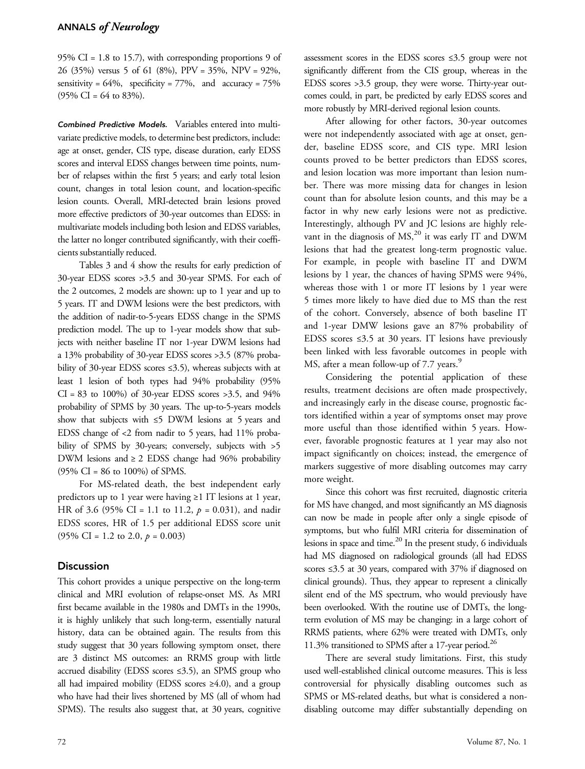95% CI = 1.8 to 15.7), with corresponding proportions 9 of 26 (35%) versus 5 of 61 (8%), PPV = 35%, NPV = 92%, sensitivity = 64%, specificity = 77%, and accuracy = 75% (95% CI = 64 to 83%).

***Combined Predictive Models.*** Variables entered into multivariate predictive models, to determine best predictors, include: age at onset, gender, CIS type, disease duration, early EDSS scores and interval EDSS changes between time points, number of relapses within the first 5 years; and early total lesion count, changes in total lesion count, and location-specific lesion counts. Overall, MRI-detected brain lesions proved more effective predictors of 30-year outcomes than EDSS: in multivariate models including both lesion and EDSS variables, the latter no longer contributed significantly, with their coefficients substantially reduced.

Tables 3 and 4 show the results for early prediction of 30-year EDSS scores >3.5 and 30-year SPMS. For each of the 2 outcomes, 2 models are shown: up to 1 year and up to 5 years. IT and DWM lesions were the best predictors, with the addition of nadir-to-5-years EDSS change in the SPMS prediction model. The up to 1-year models show that subjects with neither baseline IT nor 1-year DWM lesions had a 13% probability of 30-year EDSS scores >3.5 (87% probability of 30-year EDSS scores ≤3.5), whereas subjects with at least 1 lesion of both types had 94% probability (95% CI = 83 to 100%) of 30-year EDSS scores >3.5, and 94% probability of SPMS by 30 years. The up-to-5-years models show that subjects with ≤5 DWM lesions at 5 years and EDSS change of <2 from nadir to 5 years, had 11% probability of SPMS by 30-years; conversely, subjects with >5 DWM lesions and ≥ 2 EDSS change had 96% probability (95% CI = 86 to 100%) of SPMS.

For MS-related death, the best independent early predictors up to 1 year were having ≥1 IT lesions at 1 year, HR of 3.6 (95% CI = 1.1 to 11.2, $p = 0.031$), and nadir EDSS scores, HR of 1.5 per additional EDSS score unit (95% CI = 1.2 to 2.0, $p = 0.003$)

## Discussion

This cohort provides a unique perspective on the long-term clinical and MRI evolution of relapse-onset MS. As MRI first became available in the 1980s and DMTs in the 1990s, it is highly unlikely that such long-term, essentially natural history, data can be obtained again. The results from this study suggest that 30 years following symptom onset, there are 3 distinct MS outcomes: an RRMS group with little accrued disability (EDSS scores ≤3.5), an SPMS group who all had impaired mobility (EDSS scores ≥4.0), and a group who have had their lives shortened by MS (all of whom had SPMS). The results also suggest that, at 30 years, cognitive assessment scores in the EDSS scores ≤3.5 group were not significantly different from the CIS group, whereas in the EDSS scores >3.5 group, they were worse. Thirty-year outcomes could, in part, be predicted by early EDSS scores and more robustly by MRI-derived regional lesion counts.

After allowing for other factors, 30-year outcomes were not independently associated with age at onset, gender, baseline EDSS score, and CIS type. MRI lesion counts proved to be better predictors than EDSS scores, and lesion location was more important than lesion number. There was more missing data for changes in lesion count than for absolute lesion counts, and this may be a factor in why new early lesions were not as predictive. Interestingly, although PV and JC lesions are highly relevant in the diagnosis of MS,[20] it was early IT and DWM lesions that had the greatest long-term prognostic value. For example, in people with baseline IT and DWM lesions by 1 year, the chances of having SPMS were 94%, whereas those with 1 or more IT lesions by 1 year were 5 times more likely to have died due to MS than the rest of the cohort. Conversely, absence of both baseline IT and 1-year DMW lesions gave an 87% probability of EDSS scores ≤3.5 at 30 years. IT lesions have previously been linked with less favorable outcomes in people with MS, after a mean follow-up of 7.7 years.[9]

Considering the potential application of these results, treatment decisions are often made prospectively, and increasingly early in the disease course, prognostic factors identified within a year of symptoms onset may prove more useful than those identified within 5 years. However, favorable prognostic features at 1 year may also not impact significantly on choices; instead, the emergence of markers suggestive of more disabling outcomes may carry more weight.

Since this cohort was first recruited, diagnostic criteria for MS have changed, and most significantly an MS diagnosis can now be made in people after only a single episode of symptoms, but who fulfil MRI criteria for dissemination of lesions in space and time.[20] In the present study, 6 individuals had MS diagnosed on radiological grounds (all had EDSS scores ≤3.5 at 30 years, compared with 37% if diagnosed on clinical grounds). Thus, they appear to represent a clinically silent end of the MS spectrum, who would previously have been overlooked. With the routine use of DMTs, the long-term evolution of MS may be changing: in a large cohort of RRMS patients, where 62% were treated with DMTs, only 11.3% transitioned to SPMS after a 17-year period.[26]

There are several study limitations. First, this study used well-established clinical outcome measures. This is less controversial for physically disabling outcomes such as SPMS or MS-related deaths, but what is considered a non-disabling outcome may differ substantially depending on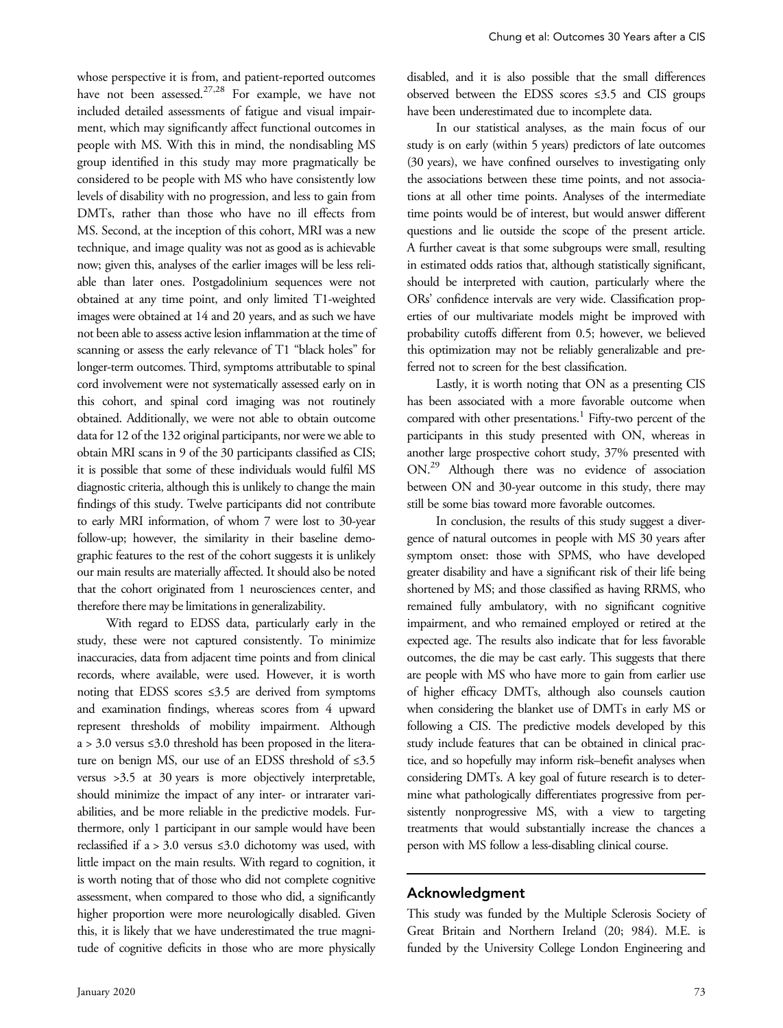whose perspective it is from, and patient-reported outcomes have not been assessed.[27,28] For example, we have not included detailed assessments of fatigue and visual impairment, which may significantly affect functional outcomes in people with MS. With this in mind, the nondisabling MS group identified in this study may more pragmatically be considered to be people with MS who have consistently low levels of disability with no progression, and less to gain from DMTs, rather than those who have no ill effects from MS. Second, at the inception of this cohort, MRI was a new technique, and image quality was not as good as is achievable now; given this, analyses of the earlier images will be less reliable than later ones. Postgadolinium sequences were not obtained at any time point, and only limited T1-weighted images were obtained at 14 and 20 years, and as such we have not been able to assess active lesion inflammation at the time of scanning or assess the early relevance of T1 "black holes" for longer-term outcomes. Third, symptoms attributable to spinal cord involvement were not systematically assessed early on in this cohort, and spinal cord imaging was not routinely obtained. Additionally, we were not able to obtain outcome data for 12 of the 132 original participants, nor were we able to obtain MRI scans in 9 of the 30 participants classified as CIS; it is possible that some of these individuals would fulfil MS diagnostic criteria, although this is unlikely to change the main findings of this study. Twelve participants did not contribute to early MRI information, of whom 7 were lost to 30-year follow-up; however, the similarity in their baseline demographic features to the rest of the cohort suggests it is unlikely our main results are materially affected. It should also be noted that the cohort originated from 1 neurosciences center, and therefore there may be limitations in generalizability.

With regard to EDSS data, particularly early in the study, these were not captured consistently. To minimize inaccuracies, data from adjacent time points and from clinical records, where available, were used. However, it is worth noting that EDSS scores ≤3.5 are derived from symptoms and examination findings, whereas scores from 4 upward represent thresholds of mobility impairment. Although a > 3.0 versus ≤3.0 threshold has been proposed in the literature on benign MS, our use of an EDSS threshold of ≤3.5 versus >3.5 at 30 years is more objectively interpretable, should minimize the impact of any inter- or intrarater variabilities, and be more reliable in the predictive models. Furthermore, only 1 participant in our sample would have been reclassified if a > 3.0 versus ≤3.0 dichotomy was used, with little impact on the main results. With regard to cognition, it is worth noting that of those who did not complete cognitive assessment, when compared to those who did, a significantly higher proportion were more neurologically disabled. Given this, it is likely that we have underestimated the true magnitude of cognitive deficits in those who are more physically disabled, and it is also possible that the small differences observed between the EDSS scores ≤3.5 and CIS groups have been underestimated due to incomplete data.

In our statistical analyses, as the main focus of our study is on early (within 5 years) predictors of late outcomes (30 years), we have confined ourselves to investigating only the associations between these time points, and not associations at all other time points. Analyses of the intermediate time points would be of interest, but would answer different questions and lie outside the scope of the present article. A further caveat is that some subgroups were small, resulting in estimated odds ratios that, although statistically significant, should be interpreted with caution, particularly where the ORs' confidence intervals are very wide. Classification properties of our multivariate models might be improved with probability cutoffs different from 0.5; however, we believed this optimization may not be reliably generalizable and preferred not to screen for the best classification.

Lastly, it is worth noting that ON as a presenting CIS has been associated with a more favorable outcome when compared with other presentations.[1] Fifty-two percent of the participants in this study presented with ON, whereas in another large prospective cohort study, 37% presented with ON.[29] Although there was no evidence of association between ON and 30-year outcome in this study, there may still be some bias toward more favorable outcomes.

In conclusion, the results of this study suggest a divergence of natural outcomes in people with MS 30 years after symptom onset: those with SPMS, who have developed greater disability and have a significant risk of their life being shortened by MS; and those classified as having RRMS, who remained fully ambulatory, with no significant cognitive impairment, and who remained employed or retired at the expected age. The results also indicate that for less favorable outcomes, the die may be cast early. This suggests that there are people with MS who have more to gain from earlier use of higher efficacy DMTs, although also counsels caution when considering the blanket use of DMTs in early MS or following a CIS. The predictive models developed by this study include features that can be obtained in clinical practice, and so hopefully may inform risk–benefit analyses when considering DMTs. A key goal of future research is to determine what pathologically differentiates progressive from persistently nonprogressive MS, with a view to targeting treatments that would substantially increase the chances a person with MS follow a less-disabling clinical course.

## Acknowledgment

This study was funded by the Multiple Sclerosis Society of Great Britain and Northern Ireland (20; 984). M.E. is funded by the University College London Engineering and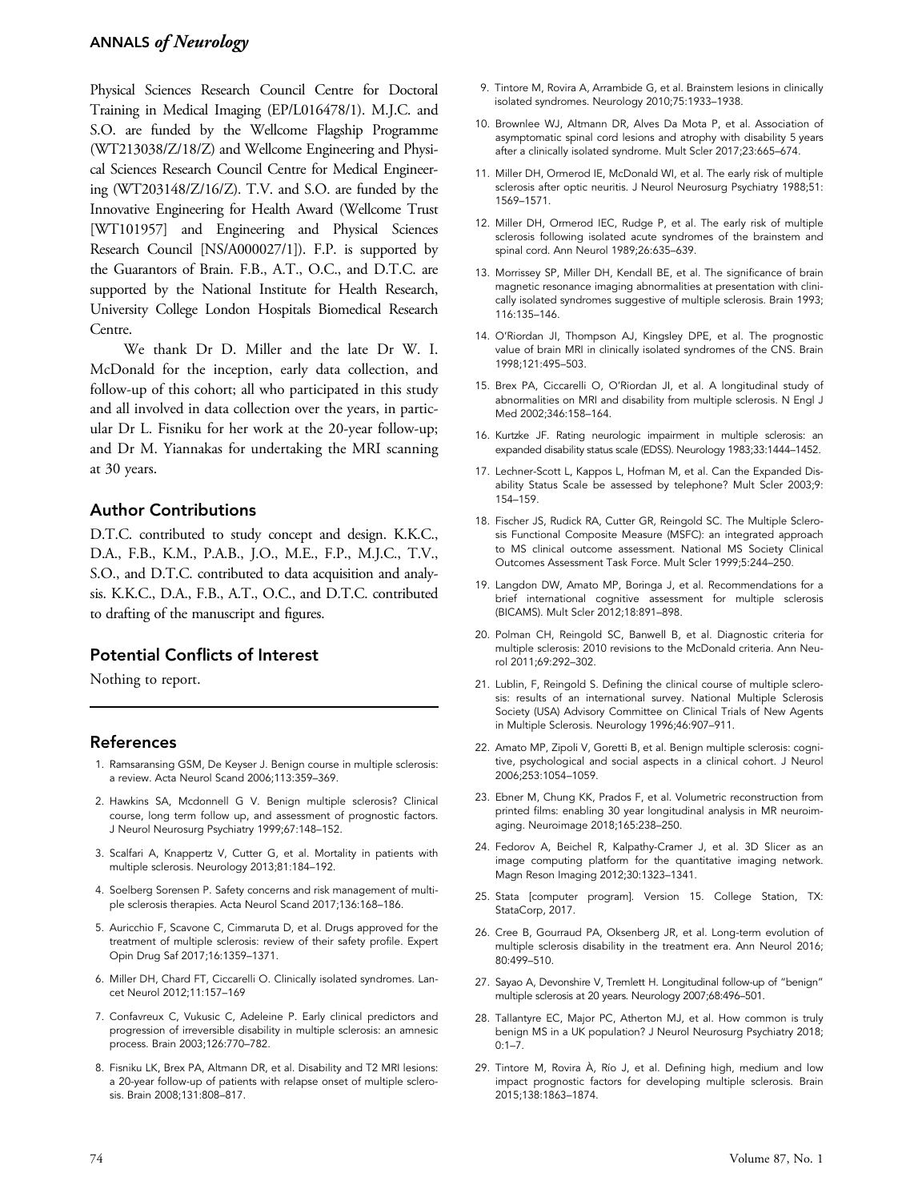Physical Sciences Research Council Centre for Doctoral Training in Medical Imaging (EP/L016478/1). M.J.C. and S.O. are funded by the Wellcome Flagship Programme (WT213038/Z/18/Z) and Wellcome Engineering and Physical Sciences Research Council Centre for Medical Engineering (WT203148/Z/16/Z). T.V. and S.O. are funded by the Innovative Engineering for Health Award (Wellcome Trust [WT101957] and Engineering and Physical Sciences Research Council [NS/A000027/1]). F.P. is supported by the Guarantors of Brain. F.B., A.T., O.C., and D.T.C. are supported by the National Institute for Health Research, University College London Hospitals Biomedical Research Centre.

We thank Dr D. Miller and the late Dr W. I. McDonald for the inception, early data collection, and follow-up of this cohort; all who participated in this study and all involved in data collection over the years, in particular Dr L. Fisniku for her work at the 20-year follow-up; and Dr M. Yiannakas for undertaking the MRI scanning at 30 years.

## Author Contributions

D.T.C. contributed to study concept and design. K.K.C., D.A., F.B., K.M., P.A.B., J.O., M.E., F.P., M.J.C., T.V., S.O., and D.T.C. contributed to data acquisition and analysis. K.K.C., D.A., F.B., A.T., O.C., and D.T.C. contributed to drafting of the manuscript and figures.

## Potential Conflicts of Interest

Nothing to report.

## References

1. Ramsaransing GSM, De Keyser J. Benign course in multiple sclerosis: a review. Acta Neurol Scand 2006;113:359–369.
2. Hawkins SA, Mcdonnell G V. Benign multiple sclerosis? Clinical course, long term follow up, and assessment of prognostic factors. J Neurol Neurosurg Psychiatry 1999;67:148–152.
3. Scalfari A, Knappertz V, Cutter G, et al. Mortality in patients with multiple sclerosis. Neurology 2013;81:184–192.
4. Soelberg Sorensen P. Safety concerns and risk management of multiple sclerosis therapies. Acta Neurol Scand 2017;136:168–186.
5. Auricchio F, Scavone C, Cimmaruta D, et al. Drugs approved for the treatment of multiple sclerosis: review of their safety profile. Expert Opin Drug Saf 2017;16:1359–1371.
6. Miller DH, Chard FT, Ciccarelli O. Clinically isolated syndromes. Lancet Neurol 2012;11:157–169
7. Confavreux C, Vukusic C, Adeleine P. Early clinical predictors and progression of irreversible disability in multiple sclerosis: an amnesic process. Brain 2003;126:770–782.
8. Fisniku LK, Brex PA, Altmann DR, et al. Disability and T2 MRI lesions: a 20-year follow-up of patients with relapse onset of multiple sclerosis. Brain 2008;131:808–817.
9. Tintore M, Rovira A, Arrambide G, et al. Brainstem lesions in clinically isolated syndromes. Neurology 2010;75:1933–1938.
10. Brownlee WJ, Altmann DR, Alves Da Mota P, et al. Association of asymptomatic spinal cord lesions and atrophy with disability 5 years after a clinically isolated syndrome. Mult Scler 2017;23:665–674.
11. Miller DH, Ormerod IE, McDonald WI, et al. The early risk of multiple sclerosis after optic neuritis. J Neurol Neurosurg Psychiatry 1988;51: 1569–1571.
12. Miller DH, Ormerod IEC, Rudge P, et al. The early risk of multiple sclerosis following isolated acute syndromes of the brainstem and spinal cord. Ann Neurol 1989;26:635–639.
13. Morrissey SP, Miller DH, Kendall BE, et al. The significance of brain magnetic resonance imaging abnormalities at presentation with clinically isolated syndromes suggestive of multiple sclerosis. Brain 1993; 116:135–146.
14. O'Riordan JI, Thompson AJ, Kingsley DPE, et al. The prognostic value of brain MRI in clinically isolated syndromes of the CNS. Brain 1998;121:495–503.
15. Brex PA, Ciccarelli O, O'Riordan JI, et al. A longitudinal study of abnormalities on MRI and disability from multiple sclerosis. N Engl J Med 2002;346:158–164.
16. Kurtzke JF. Rating neurologic impairment in multiple sclerosis: an expanded disability status scale (EDSS). Neurology 1983;33:1444–1452.
17. Lechner-Scott L, Kappos L, Hofman M, et al. Can the Expanded Disability Status Scale be assessed by telephone? Mult Scler 2003;9: 154–159.
18. Fischer JS, Rudick RA, Cutter GR, Reingold SC. The Multiple Sclerosis Functional Composite Measure (MSFC): an integrated approach to MS clinical outcome assessment. National MS Society Clinical Outcomes Assessment Task Force. Mult Scler 1999;5:244–250.
19. Langdon DW, Amato MP, Boringa J, et al. Recommendations for a brief international cognitive assessment for multiple sclerosis (BICAMS). Mult Scler 2012;18:891–898.
20. Polman CH, Reingold SC, Banwell B, et al. Diagnostic criteria for multiple sclerosis: 2010 revisions to the McDonald criteria. Ann Neurol 2011;69:292–302.
21. Lublin, F, Reingold S. Defining the clinical course of multiple sclerosis: results of an international survey. National Multiple Sclerosis Society (USA) Advisory Committee on Clinical Trials of New Agents in Multiple Sclerosis. Neurology 1996;46:907–911.
22. Amato MP, Zipoli V, Goretti B, et al. Benign multiple sclerosis: cognitive, psychological and social aspects in a clinical cohort. J Neurol 2006;253:1054–1059.
23. Ebner M, Chung KK, Prados F, et al. Volumetric reconstruction from printed films: enabling 30 year longitudinal analysis in MR neuroimaging. Neuroimage 2018;165:238–250.
24. Fedorov A, Beichel R, Kalpathy-Cramer J, et al. 3D Slicer as an image computing platform for the quantitative imaging network. Magn Reson Imaging 2012;30:1323–1341.
25. Stata [computer program]. Version 15. College Station, TX: StataCorp, 2017.
26. Cree B, Gourraud PA, Oksenberg JR, et al. Long-term evolution of multiple sclerosis disability in the treatment era. Ann Neurol 2016; 80:499–510.
27. Sayao A, Devonshire V, Tremlett H. Longitudinal follow-up of "benign" multiple sclerosis at 20 years. Neurology 2007;68:496–501.
28. Tallantyre EC, Major PC, Atherton MJ, et al. How common is truly benign MS in a UK population? J Neurol Neurosurg Psychiatry 2018; 0:1–7.
29. Tintore M, Rovira À, Río J, et al. Defining high, medium and low impact prognostic factors for developing multiple sclerosis. Brain 2015;138:1863–1874.